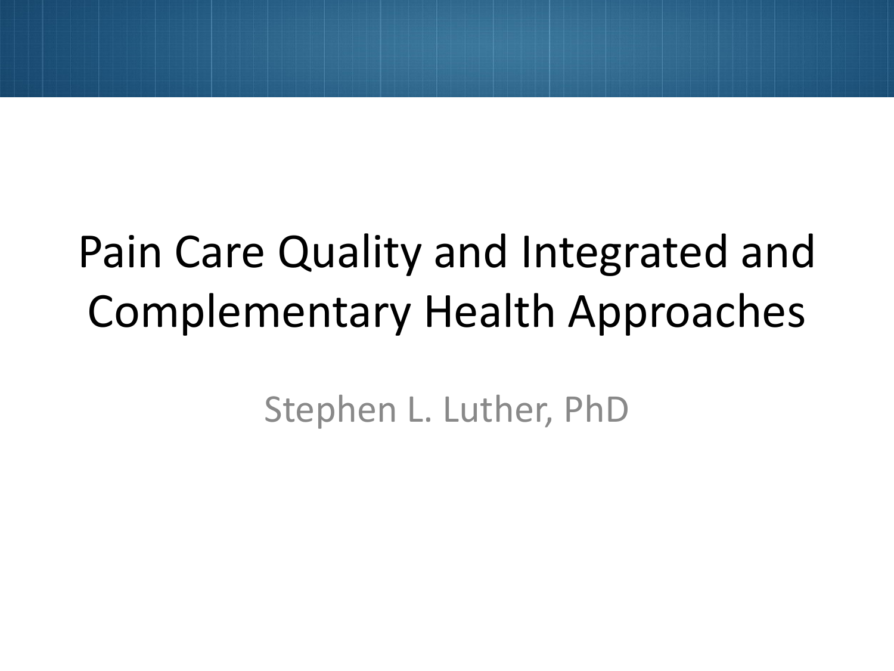# Pain Care Quality and Integrated and Complementary Health Approaches

Stephen L. Luther, PhD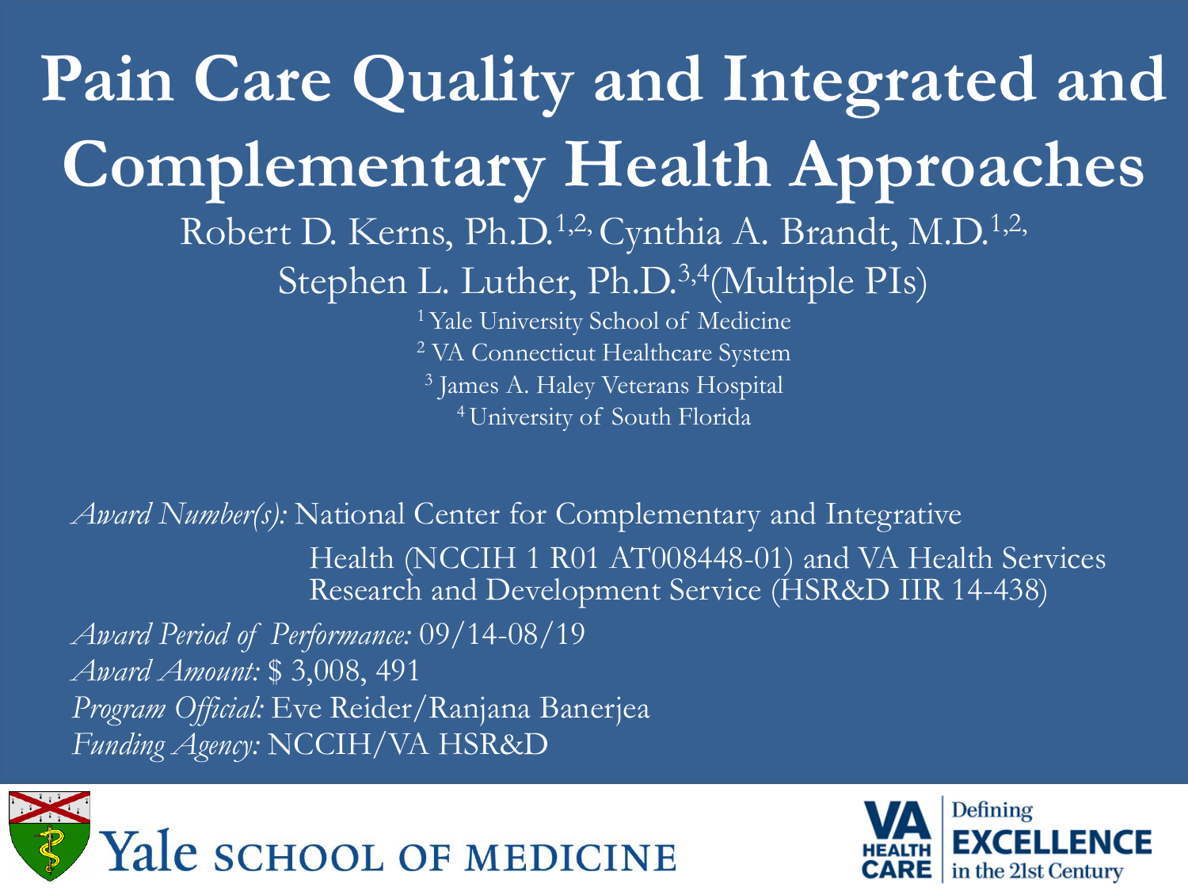# Pain Care Quality and Integrated and Complementary Health Approaches

Robert D. Kerns, Ph.D.[1,2], Cynthia A. Brandt, M.D.[1,2], Stephen L. Luther, Ph.D.[3,4] (Multiple PIs)

[1] Yale University School of Medicine
[2] VA Connecticut Healthcare System
[3] James A. Haley Veterans Hospital
[4] University of South Florida

*Award Number(s):* National Center for Complementary and Integrative Health (NCCIH 1 R01 AT008448-01) and VA Health Services Research and Development Service (HSR&D IIR 14-438)

*Award Period of Performance:* 09/14-08/19

*Award Amount:* $ 3,008, 491

*Program Official:* Eve Reider/Ranjana Banerjea

*Funding Agency:* NCCIH/VA HSR&D

Yale SCHOOL OF MEDICINE

VA HEALTH CARE Defining EXCELLENCE in the 21st Century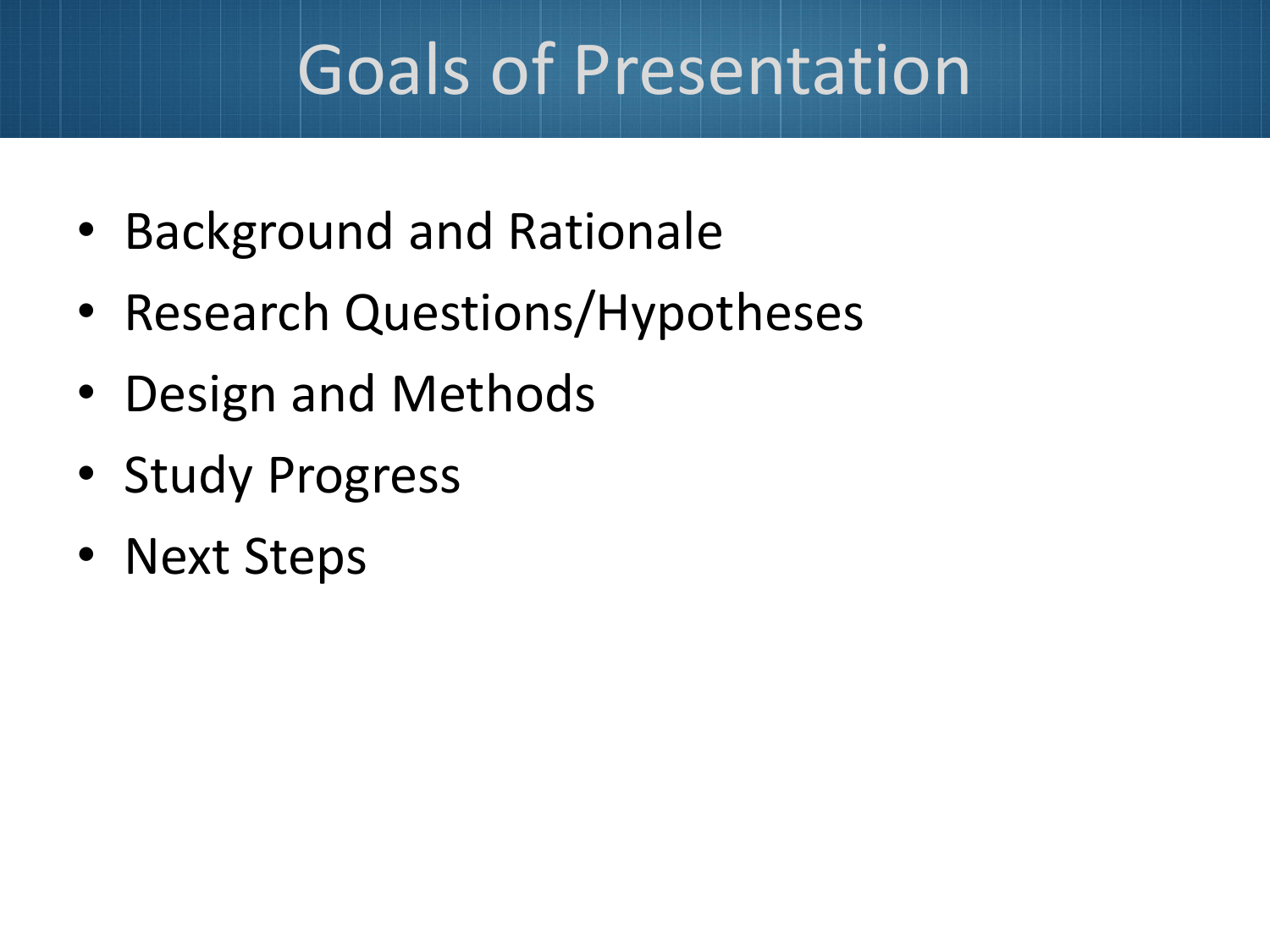# Goals of Presentation

- Background and Rationale
- Research Questions/Hypotheses
- Design and Methods
- Study Progress
- Next Steps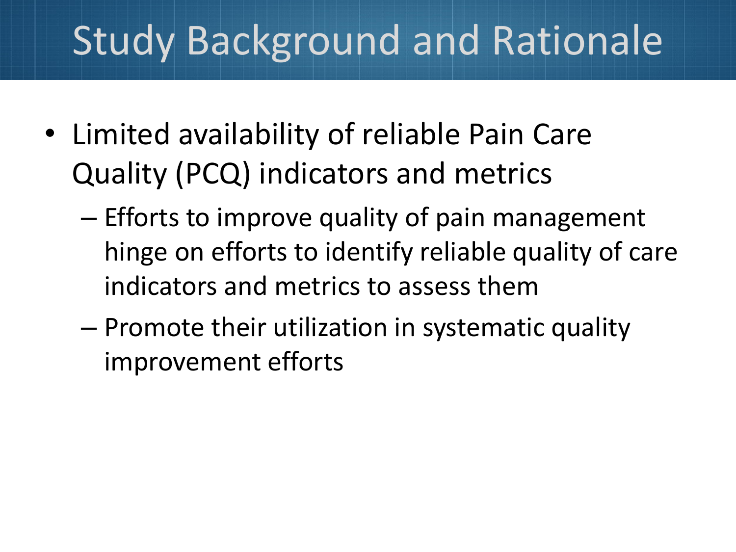# Study Background and Rationale

- Limited availability of reliable Pain Care Quality (PCQ) indicators and metrics
  - Efforts to improve quality of pain management hinge on efforts to identify reliable quality of care indicators and metrics to assess them
  - Promote their utilization in systematic quality improvement efforts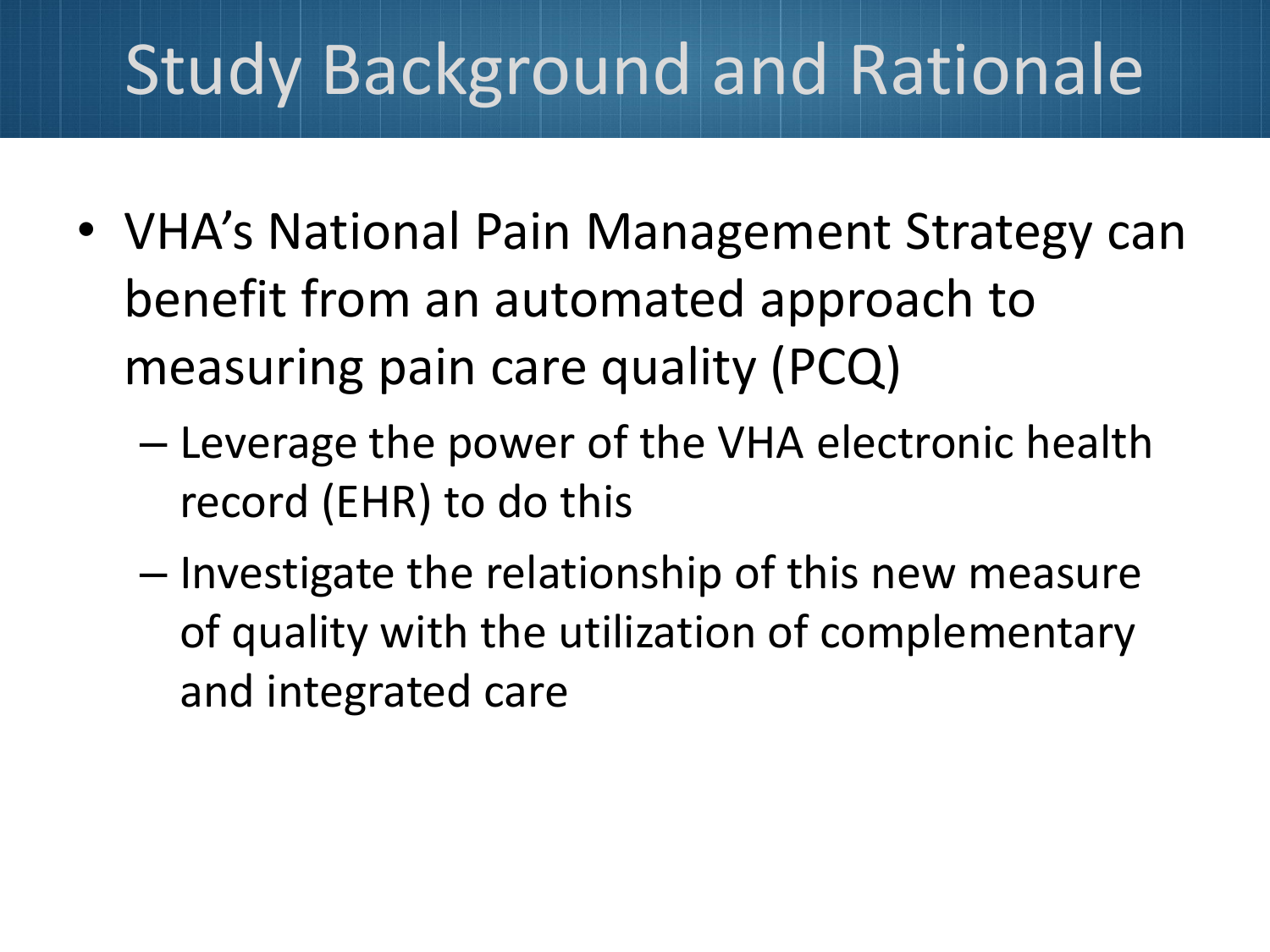# Study Background and Rationale

- VHA's National Pain Management Strategy can benefit from an automated approach to measuring pain care quality (PCQ)
  - Leverage the power of the VHA electronic health record (EHR) to do this
  - Investigate the relationship of this new measure of quality with the utilization of complementary and integrated care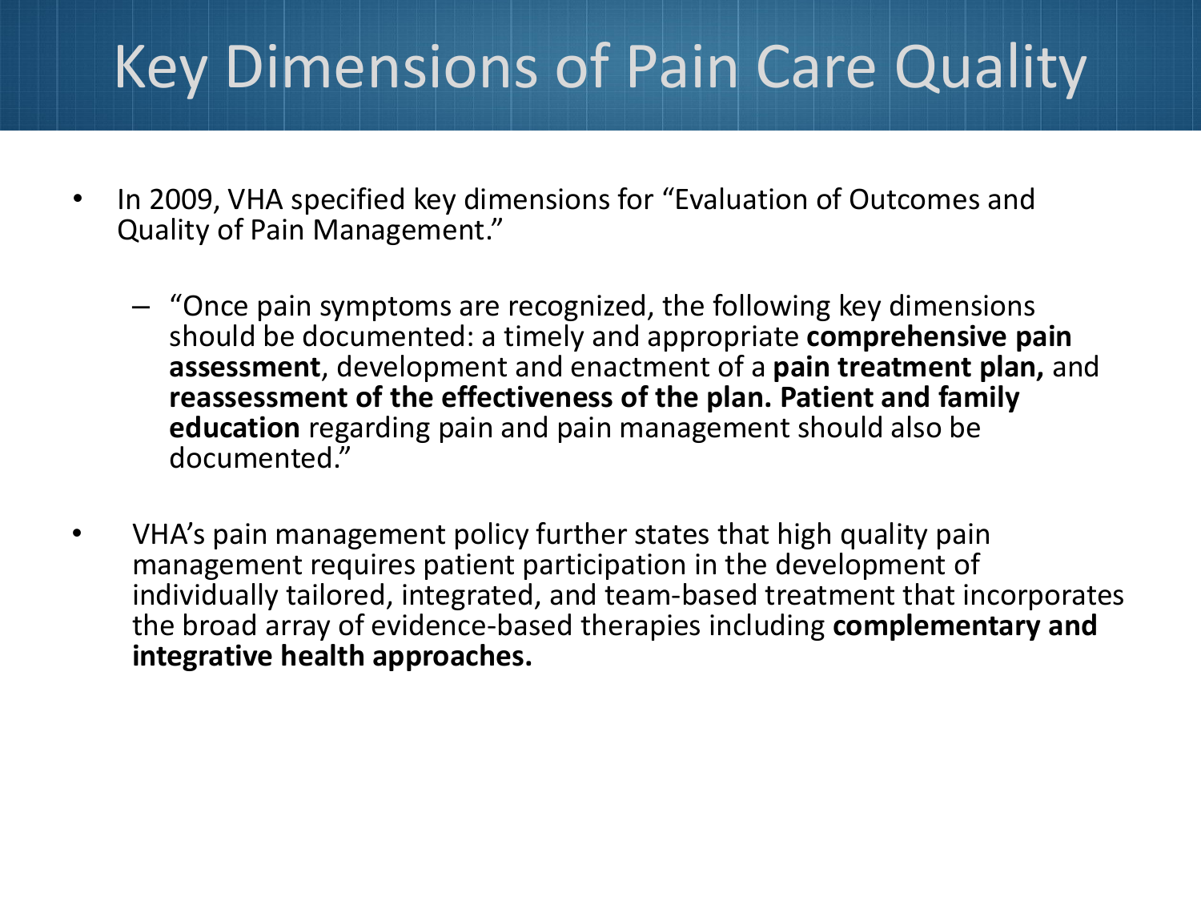# Key Dimensions of Pain Care Quality

- In 2009, VHA specified key dimensions for "Evaluation of Outcomes and Quality of Pain Management."
  - "Once pain symptoms are recognized, the following key dimensions should be documented: a timely and appropriate **comprehensive pain assessment**, development and enactment of a **pain treatment plan,** and **reassessment of the effectiveness of the plan. Patient and family education** regarding pain and pain management should also be documented."
- VHA's pain management policy further states that high quality pain management requires patient participation in the development of individually tailored, integrated, and team-based treatment that incorporates the broad array of evidence-based therapies including **complementary and integrative health approaches.**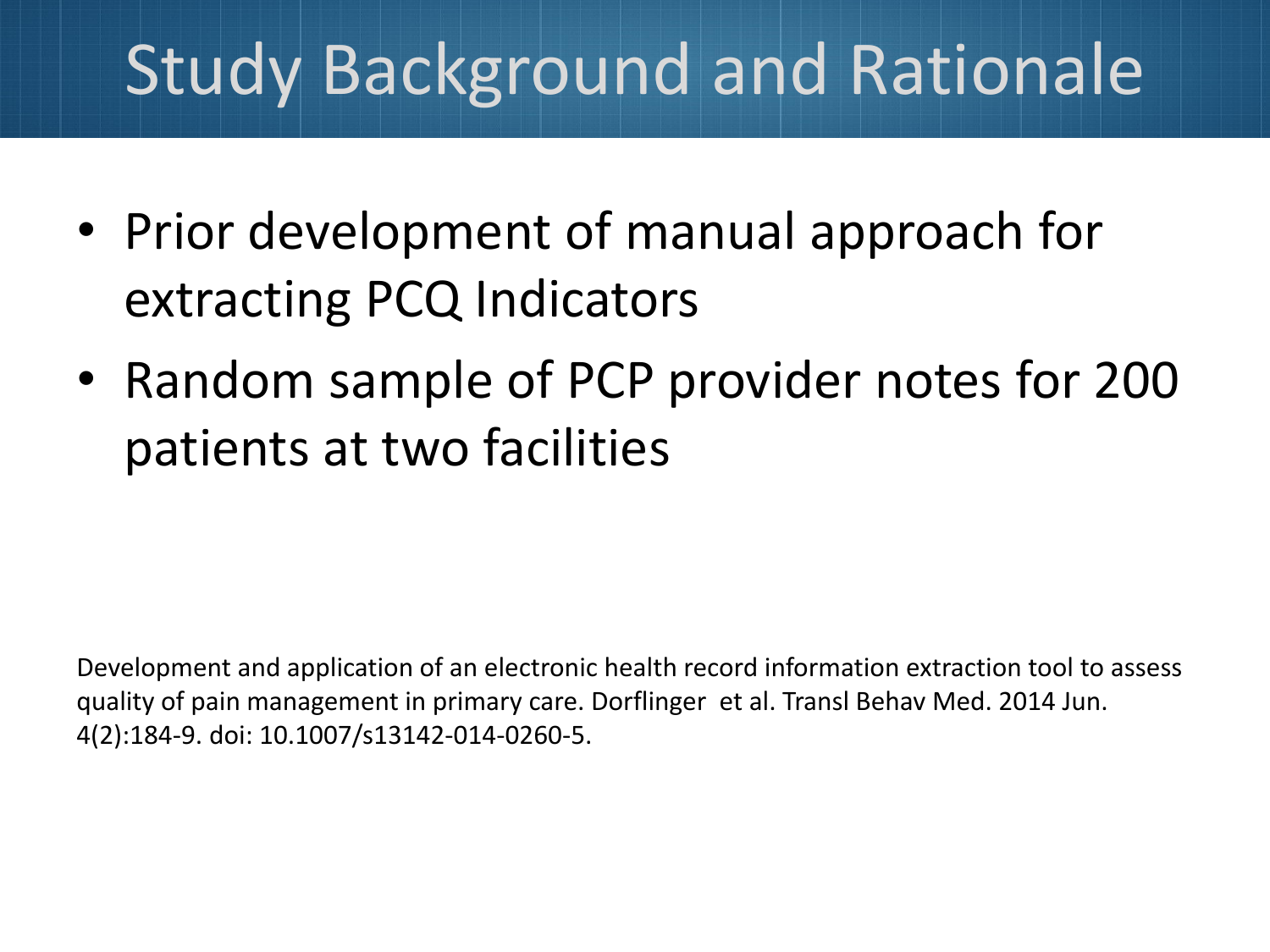# Study Background and Rationale

- Prior development of manual approach for extracting PCQ Indicators
- Random sample of PCP provider notes for 200 patients at two facilities

Development and application of an electronic health record information extraction tool to assess quality of pain management in primary care. Dorflinger et al. Transl Behav Med. 2014 Jun. 4(2):184-9. doi: 10.1007/s13142-014-0260-5.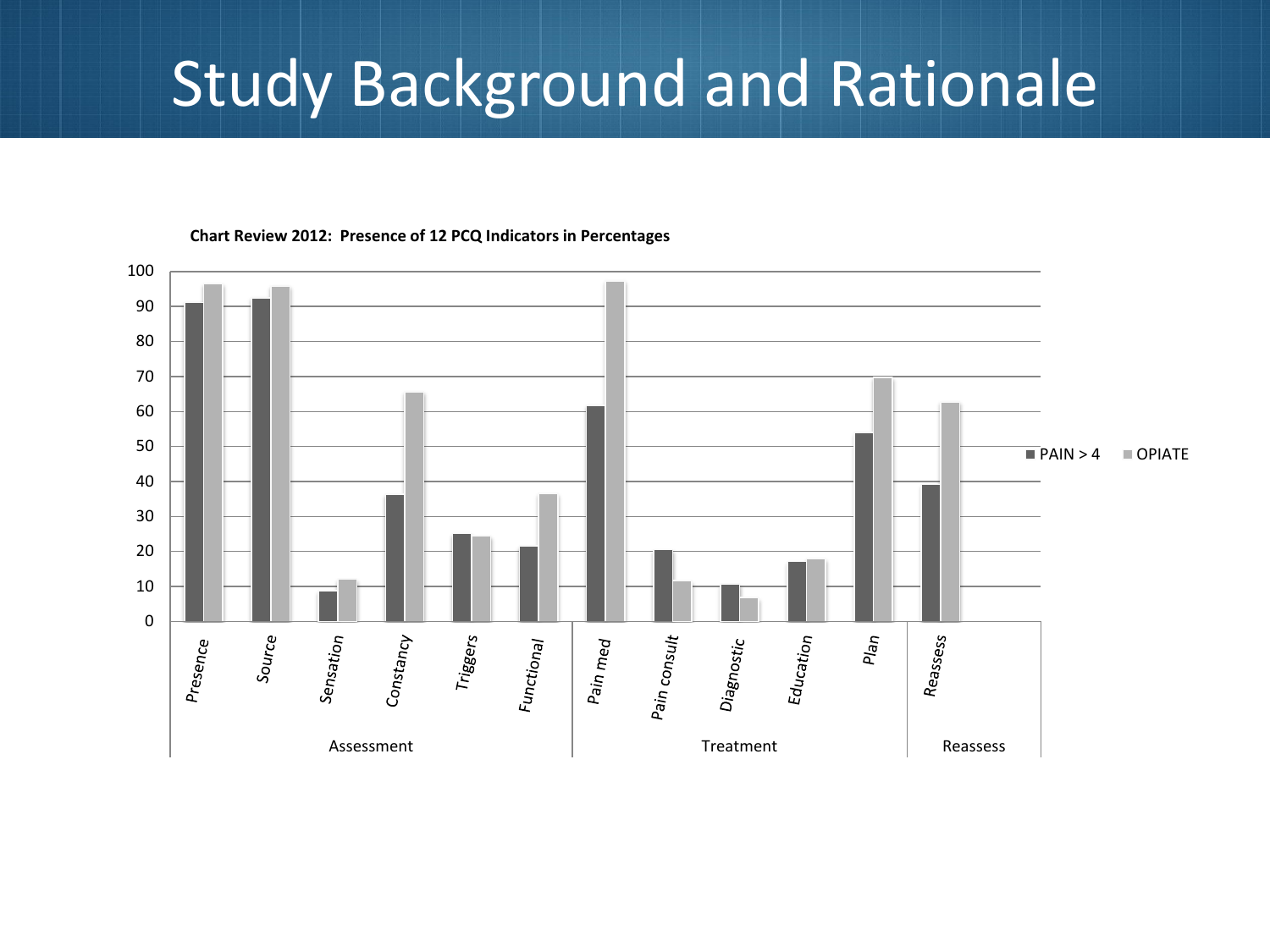# Study Background and Rationale

**Chart Review 2012: Presence of 12 PCQ Indicators in Percentages**

| Category | Indicator | PAIN > 4 | OPIATE |
|---|---|---|---|
| Assessment | Presence | 91 | 96 |
| | Source | 92 | 95 |
| | Sensation | 9 | 12 |
| | Constancy | 36 | 65 |
| | Triggers | 25 | 24 |
| | Functional | 21 | 36 |
| Treatment | Pain med | 61 | 97 |
| | Pain consult | 20 | 11 |
| | Diagnostic | 10 | 7 |
| | Education | 17 | 18 |
| | Plan | 54 | 70 |
| Reassess | Reassess | 39 | 62 |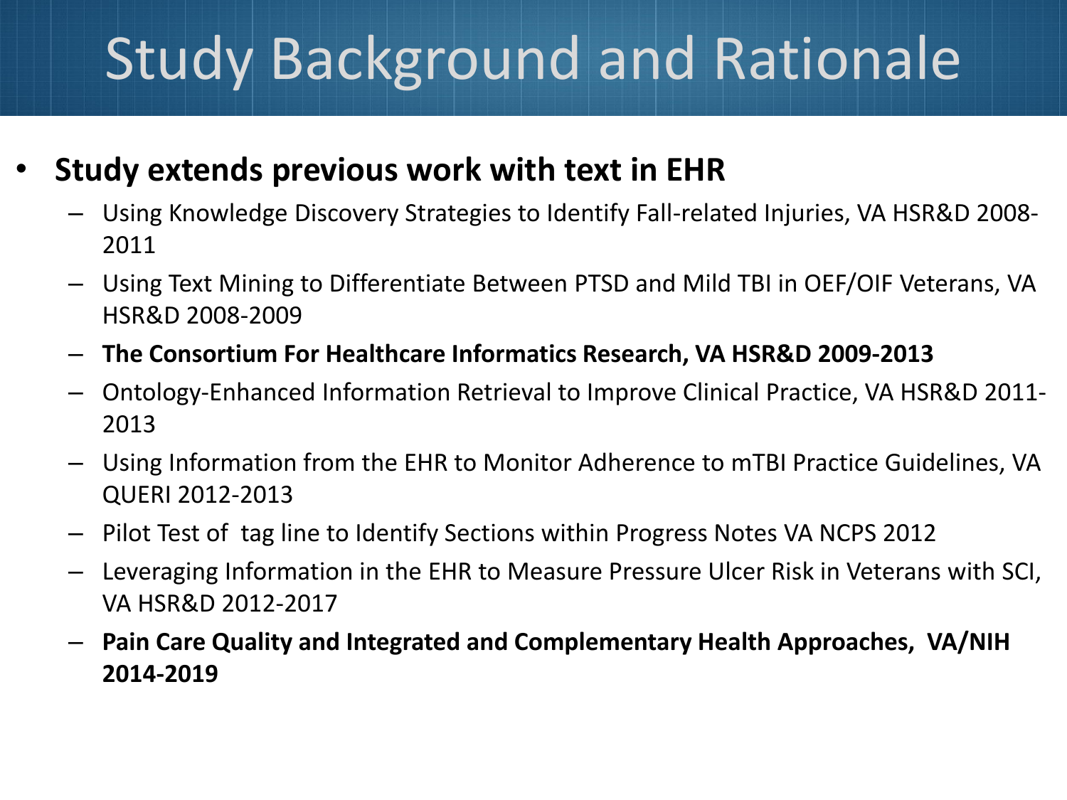# Study Background and Rationale

- **Study extends previous work with text in EHR**
  - Using Knowledge Discovery Strategies to Identify Fall-related Injuries, VA HSR&D 2008-2011
  - Using Text Mining to Differentiate Between PTSD and Mild TBI in OEF/OIF Veterans, VA HSR&D 2008-2009
  - **The Consortium For Healthcare Informatics Research, VA HSR&D 2009-2013**
  - Ontology-Enhanced Information Retrieval to Improve Clinical Practice, VA HSR&D 2011-2013
  - Using Information from the EHR to Monitor Adherence to mTBI Practice Guidelines, VA QUERI 2012-2013
  - Pilot Test of tag line to Identify Sections within Progress Notes VA NCPS 2012
  - Leveraging Information in the EHR to Measure Pressure Ulcer Risk in Veterans with SCI, VA HSR&D 2012-2017
  - **Pain Care Quality and Integrated and Complementary Health Approaches, VA/NIH 2014-2019**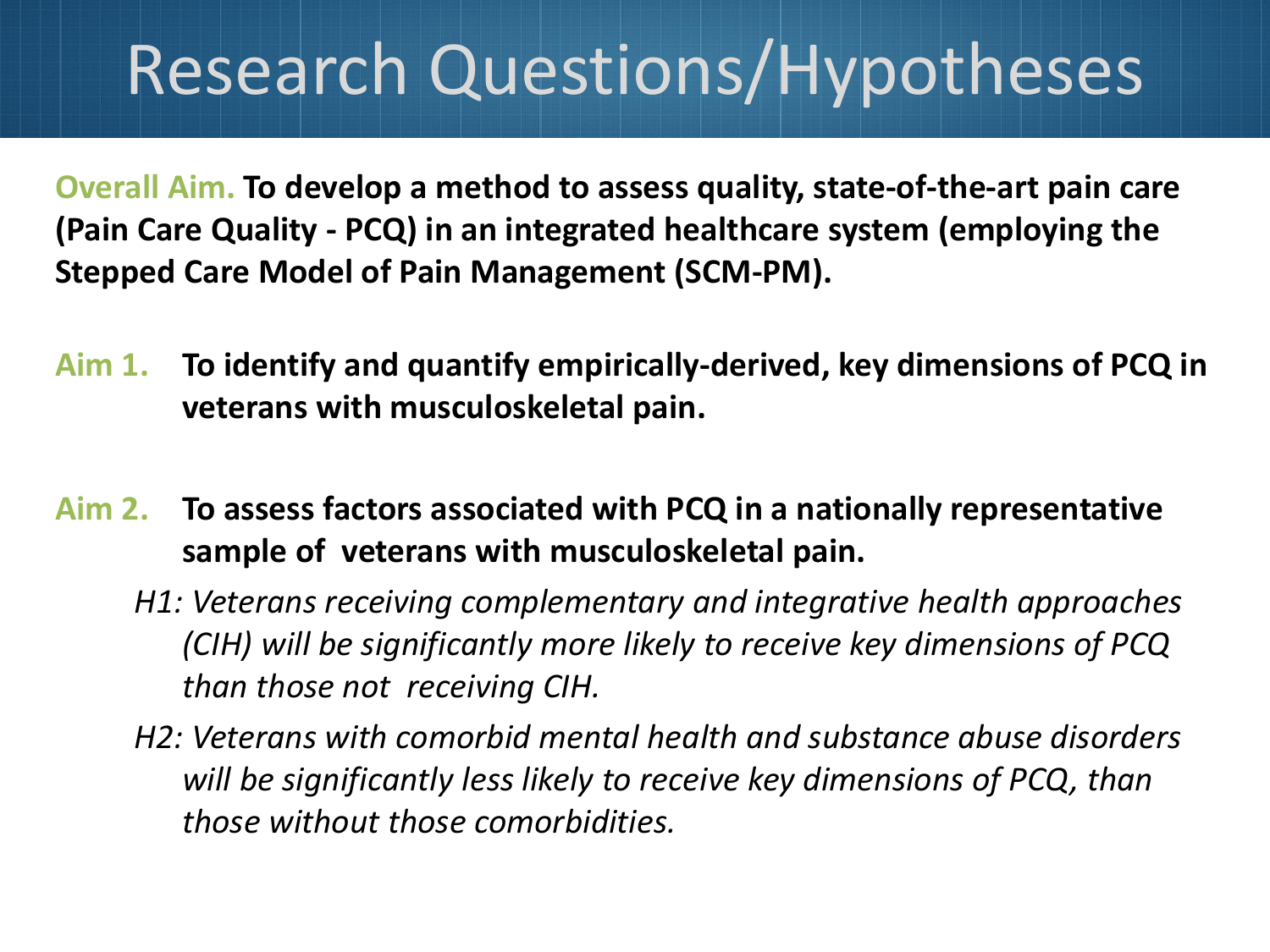# Research Questions/Hypotheses

**Overall Aim.** **To develop a method to assess quality, state-of-the-art pain care (Pain Care Quality - PCQ) in an integrated healthcare system (employing the Stepped Care Model of Pain Management (SCM-PM).**

**Aim 1.** **To identify and quantify empirically-derived, key dimensions of PCQ in veterans with musculoskeletal pain.**

**Aim 2.** **To assess factors associated with PCQ in a nationally representative sample of veterans with musculoskeletal pain.**

*H1: Veterans receiving complementary and integrative health approaches (CIH) will be significantly more likely to receive key dimensions of PCQ than those not receiving CIH.*

*H2: Veterans with comorbid mental health and substance abuse disorders will be significantly less likely to receive key dimensions of PCQ, than those without those comorbidities.*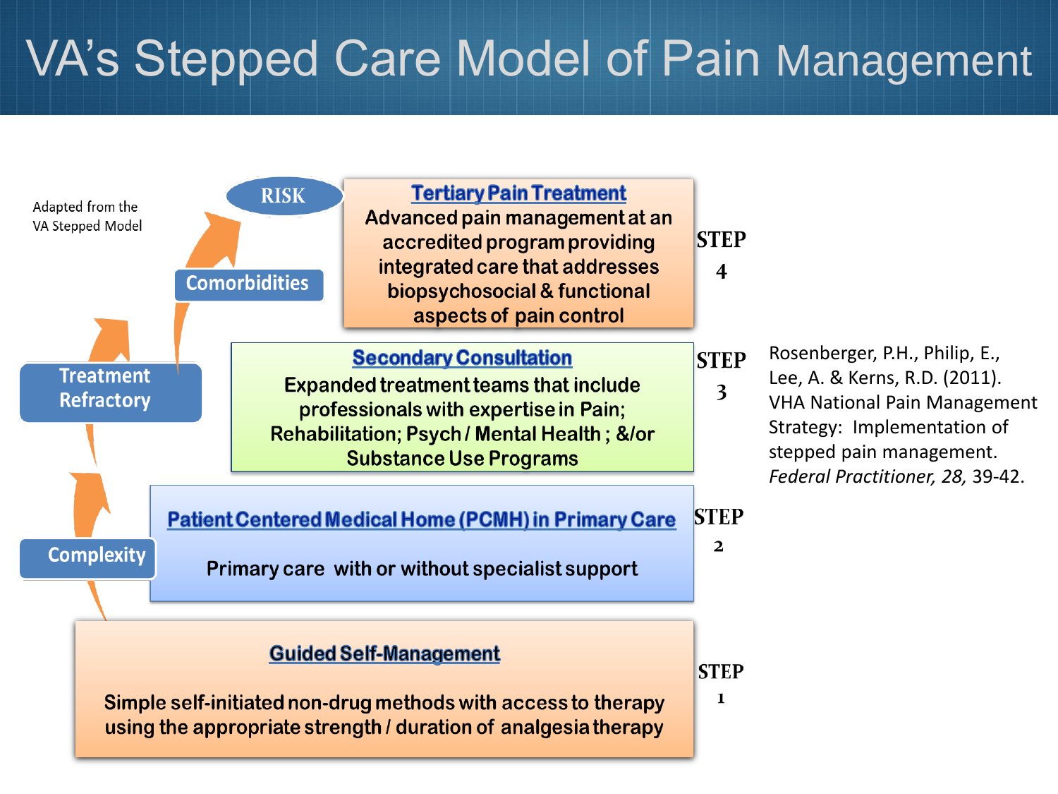# VA's Stepped Care Model of Pain Management

Adapted from the VA Stepped Model

RISK

Comorbidities

Treatment Refractory

Complexity

**STEP 4**

**Tertiary Pain Treatment**

Advanced pain management at an accredited program providing integrated care that addresses biopsychosocial & functional aspects of pain control

**STEP 3**

**Secondary Consultation**

Expanded treatment teams that include professionals with expertise in Pain; Rehabilitation; Psych / Mental Health ; &/or Substance Use Programs

**STEP 2**

**Patient Centered Medical Home (PCMH) in Primary Care**

Primary care with or without specialist support

**STEP 1**

**Guided Self-Management**

Simple self-initiated non-drug methods with access to therapy using the appropriate strength / duration of analgesia therapy

Rosenberger, P.H., Philip, E., Lee, A. & Kerns, R.D. (2011). VHA National Pain Management Strategy: Implementation of stepped pain management. *Federal Practitioner, 28,* 39-42.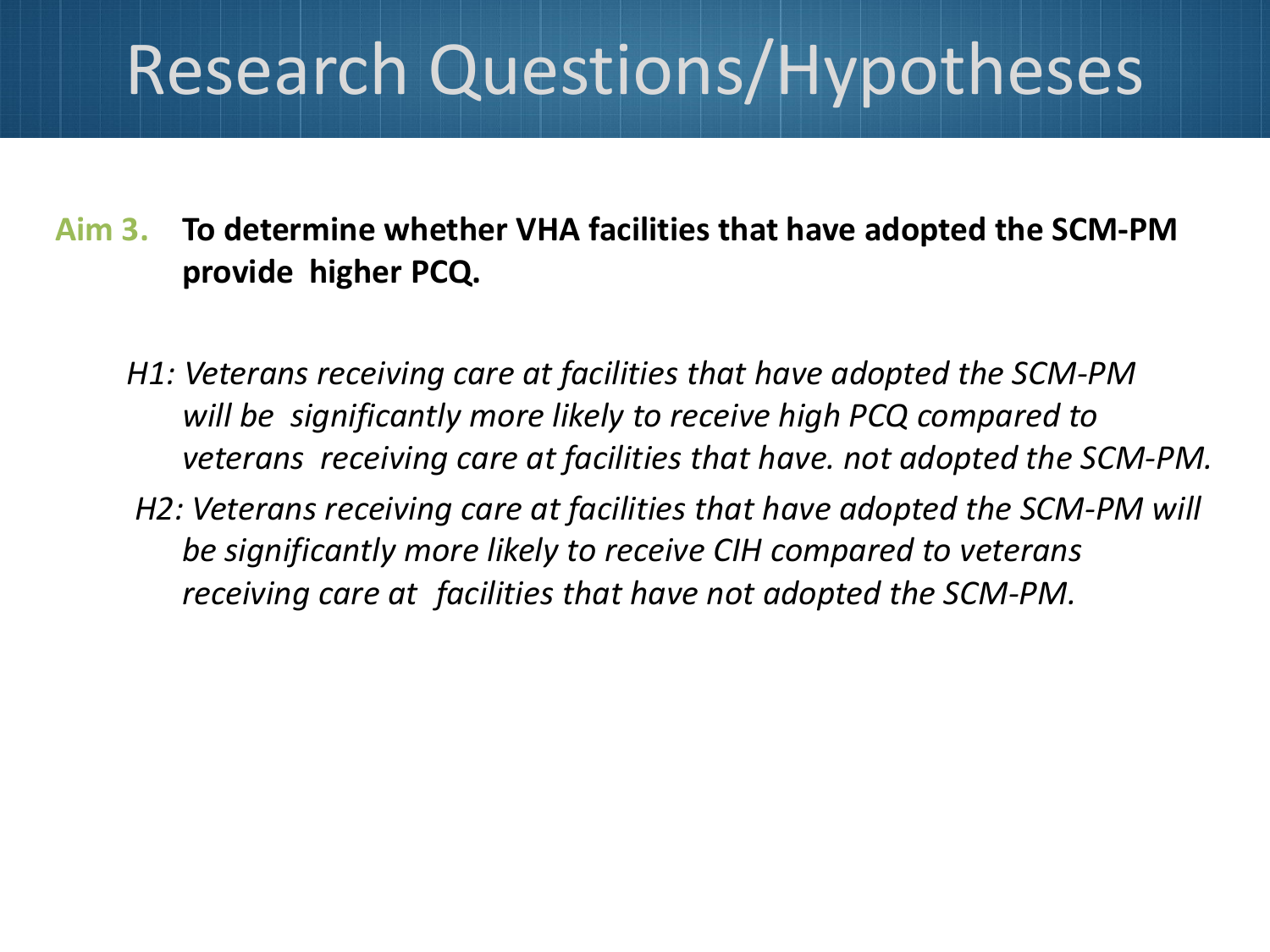# Research Questions/Hypotheses

**Aim 3.** **To determine whether VHA facilities that have adopted the SCM-PM provide higher PCQ.**

*H1: Veterans receiving care at facilities that have adopted the SCM-PM will be significantly more likely to receive high PCQ compared to veterans receiving care at facilities that have. not adopted the SCM-PM.*

*H2: Veterans receiving care at facilities that have adopted the SCM-PM will be significantly more likely to receive CIH compared to veterans receiving care at facilities that have not adopted the SCM-PM.*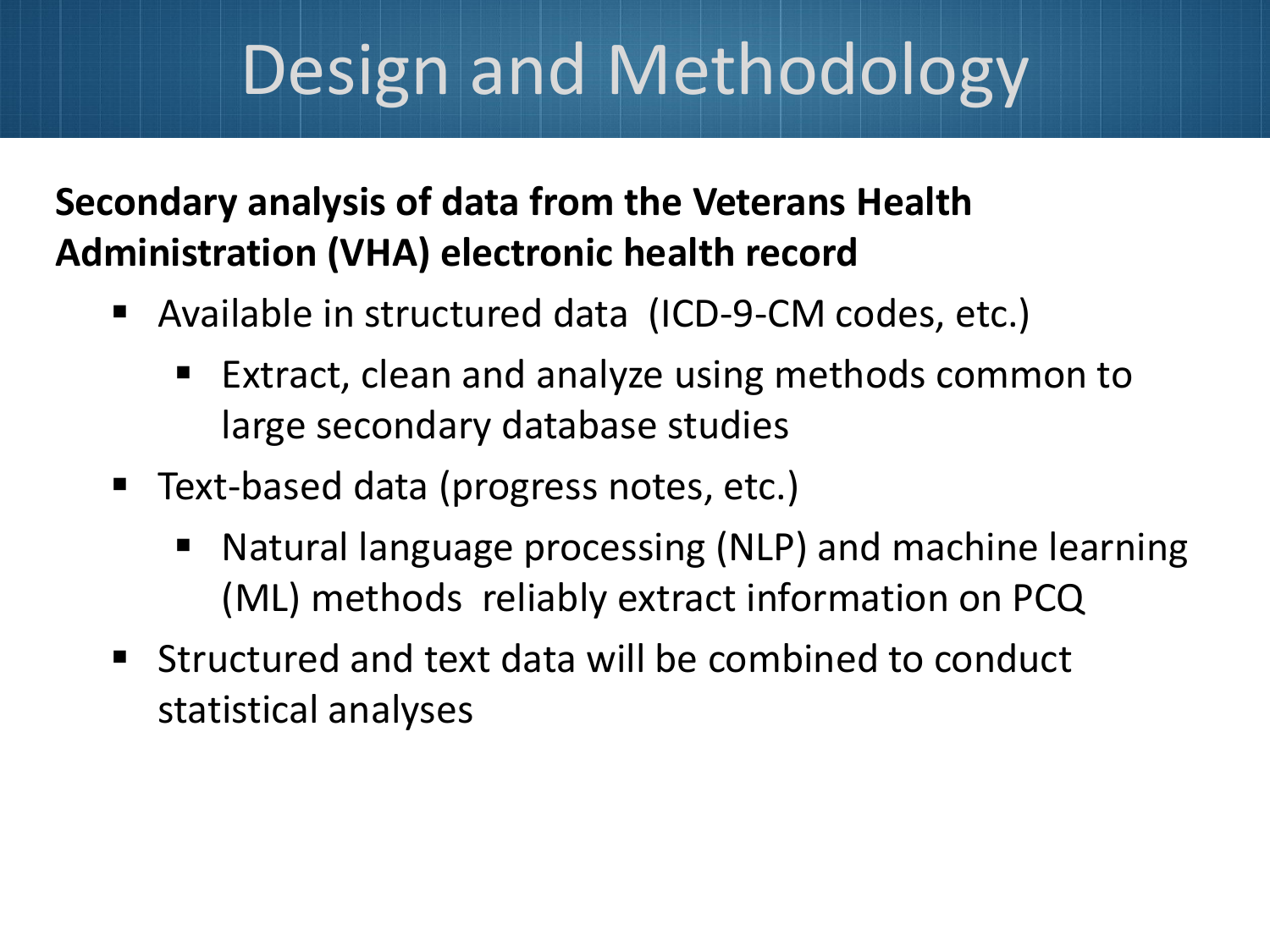# Design and Methodology

**Secondary analysis of data from the Veterans Health Administration (VHA) electronic health record**

- Available in structured data (ICD-9-CM codes, etc.)
  - Extract, clean and analyze using methods common to large secondary database studies
- Text-based data (progress notes, etc.)
  - Natural language processing (NLP) and machine learning (ML) methods reliably extract information on PCQ
- Structured and text data will be combined to conduct statistical analyses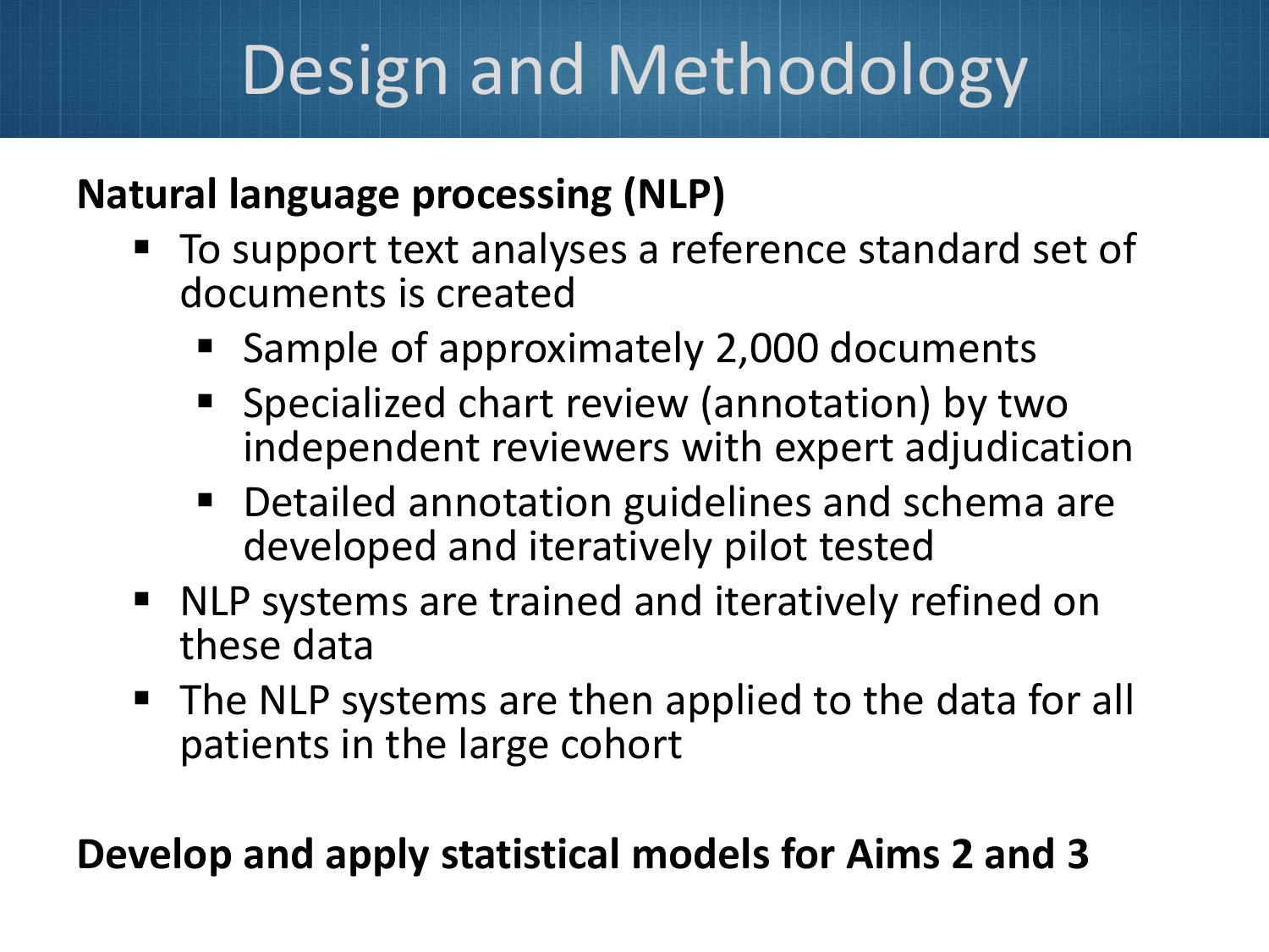# Design and Methodology

**Natural language processing (NLP)**

- To support text analyses a reference standard set of documents is created
  - Sample of approximately 2,000 documents
  - Specialized chart review (annotation) by two independent reviewers with expert adjudication
  - Detailed annotation guidelines and schema are developed and iteratively pilot tested
- NLP systems are trained and iteratively refined on these data
- The NLP systems are then applied to the data for all patients in the large cohort

**Develop and apply statistical models for Aims 2 and 3**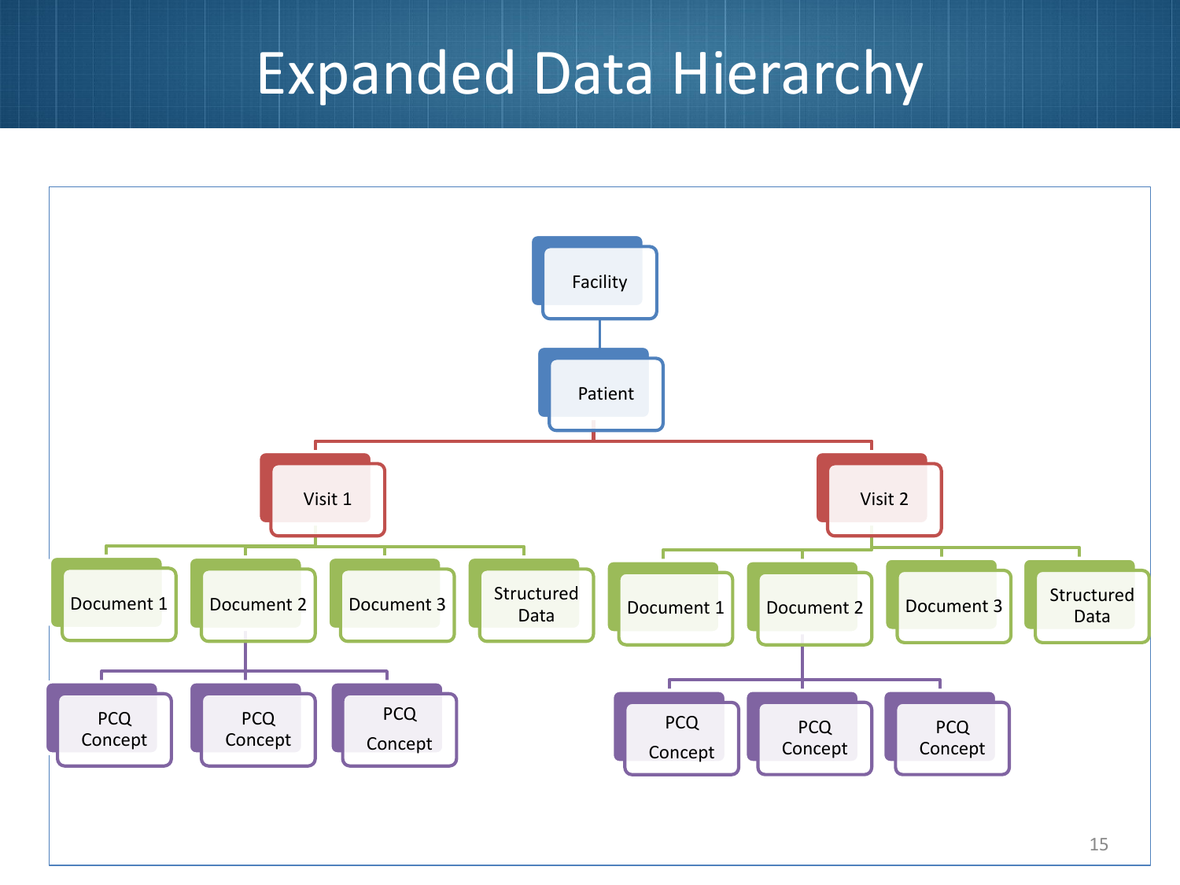# Expanded Data Hierarchy

- Facility
  - Patient
    - Visit 1
      - Document 1
      - Document 2
        - PCQ Concept
        - PCQ Concept
        - PCQ Concept
      - Document 3
      - Structured Data
    - Visit 2
      - Document 1
      - Document 2
        - PCQ Concept
        - PCQ Concept
        - PCQ Concept
      - Document 3
      - Structured Data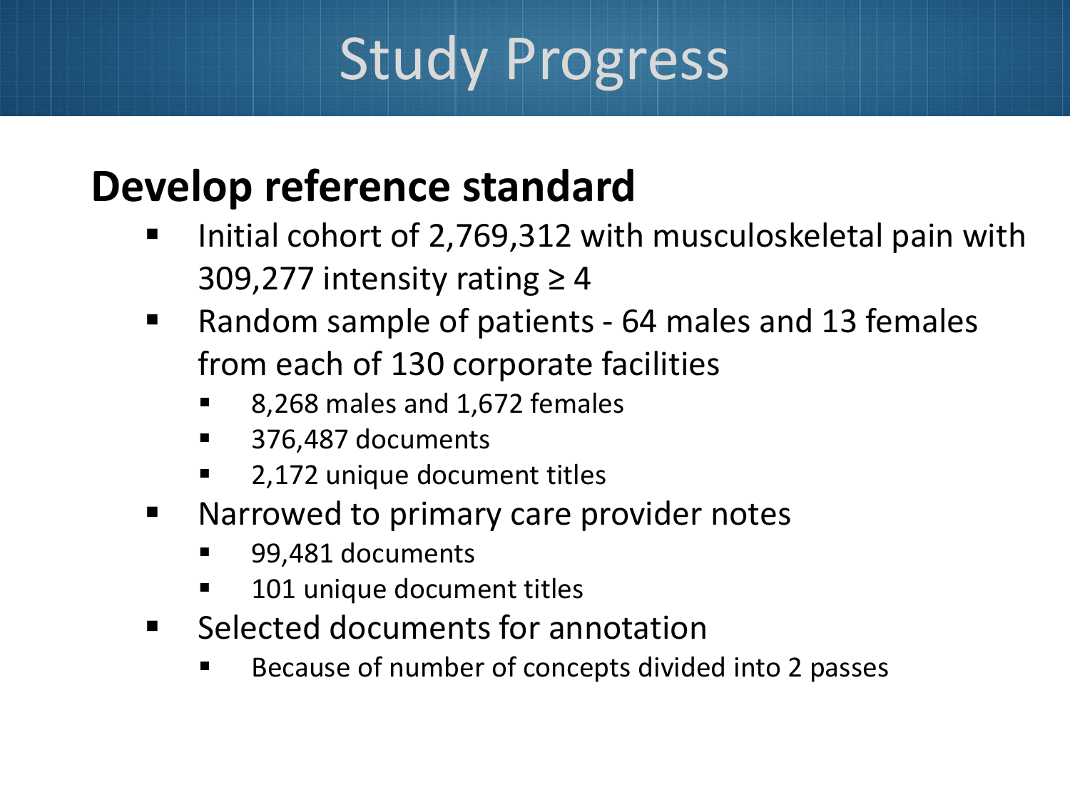# Study Progress

## Develop reference standard

- Initial cohort of 2,769,312 with musculoskeletal pain with 309,277 intensity rating ≥ 4
- Random sample of patients - 64 males and 13 females from each of 130 corporate facilities
  - 8,268 males and 1,672 females
  - 376,487 documents
  - 2,172 unique document titles
- Narrowed to primary care provider notes
  - 99,481 documents
  - 101 unique document titles
- Selected documents for annotation
  - Because of number of concepts divided into 2 passes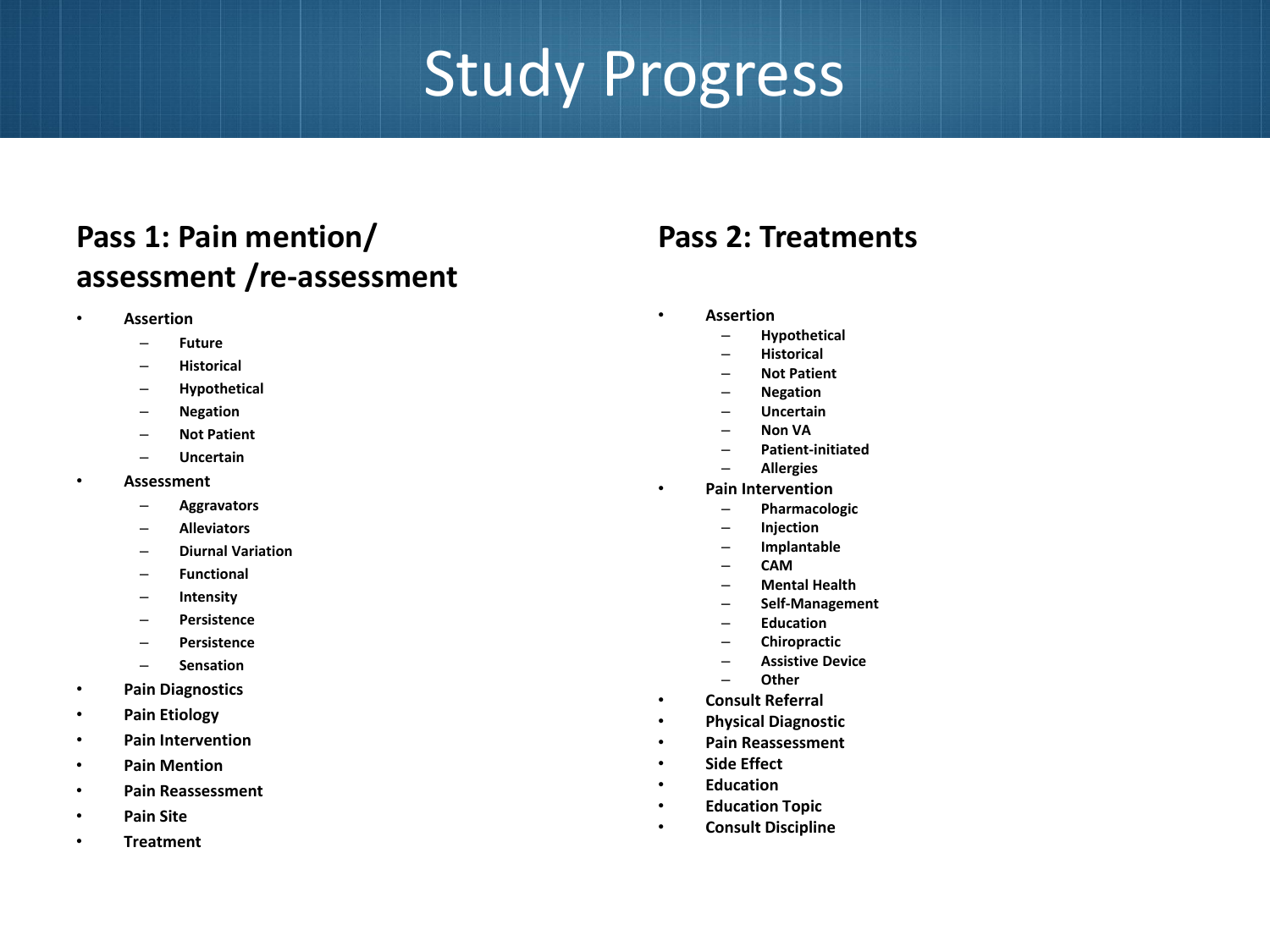# Study Progress

## Pass 1: Pain mention/ assessment /re-assessment

- Assertion
  - Future
  - Historical
  - Hypothetical
  - Negation
  - Not Patient
  - Uncertain
- Assessment
  - Aggravators
  - Alleviators
  - Diurnal Variation
  - Functional
  - Intensity
  - Persistence
  - Persistence
  - Sensation
- Pain Diagnostics
- Pain Etiology
- Pain Intervention
- Pain Mention
- Pain Reassessment
- Pain Site
- Treatment

## Pass 2: Treatments

- Assertion
  - Hypothetical
  - Historical
  - Not Patient
  - Negation
  - Uncertain
  - Non VA
  - Patient-initiated
  - Allergies
- Pain Intervention
  - Pharmacologic
  - Injection
  - Implantable
  - CAM
  - Mental Health
  - Self-Management
  - Education
  - Chiropractic
  - Assistive Device
  - Other
- Consult Referral
- Physical Diagnostic
- Pain Reassessment
- Side Effect
- Education
- Education Topic
- Consult Discipline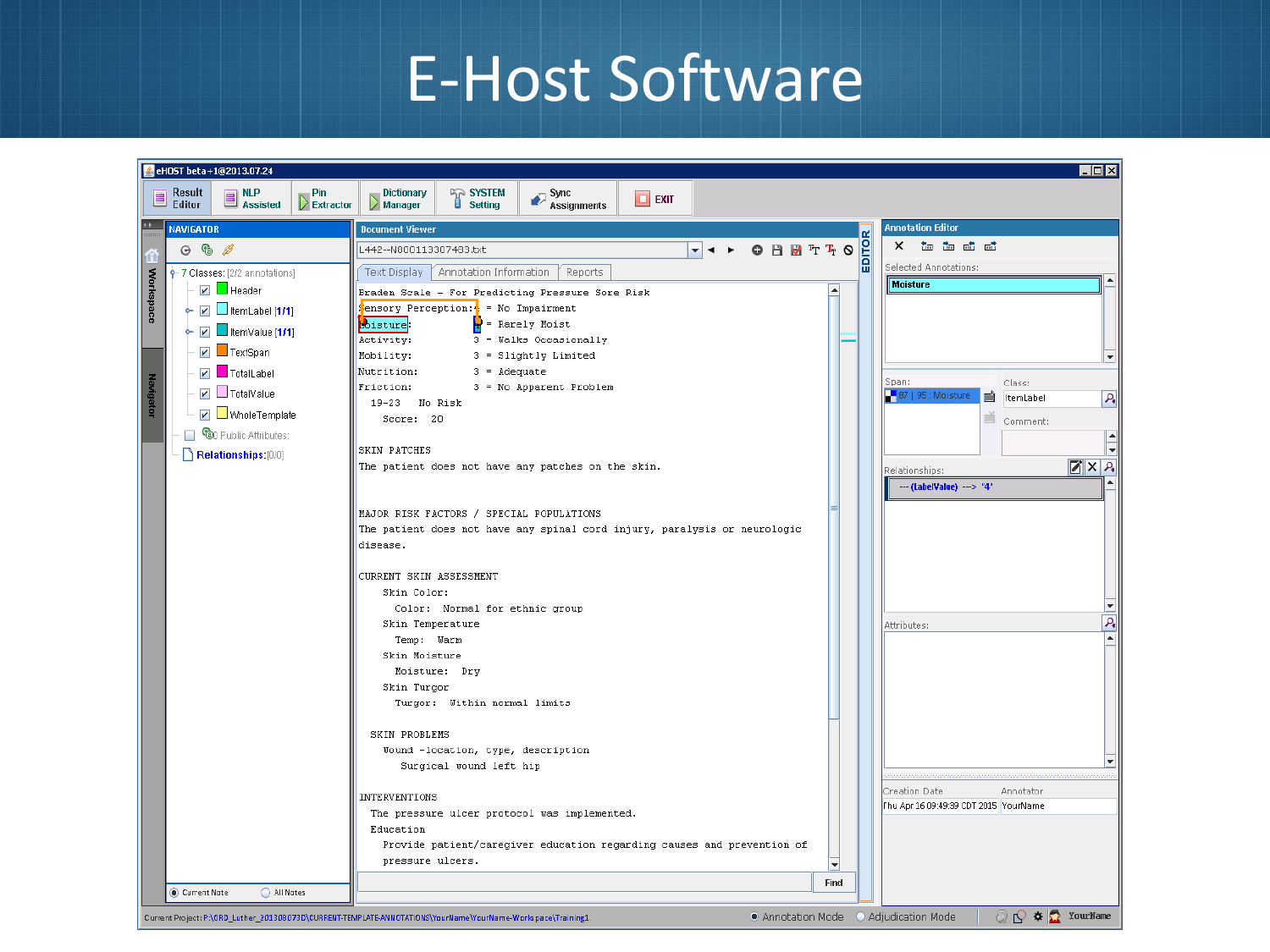# E-Host Software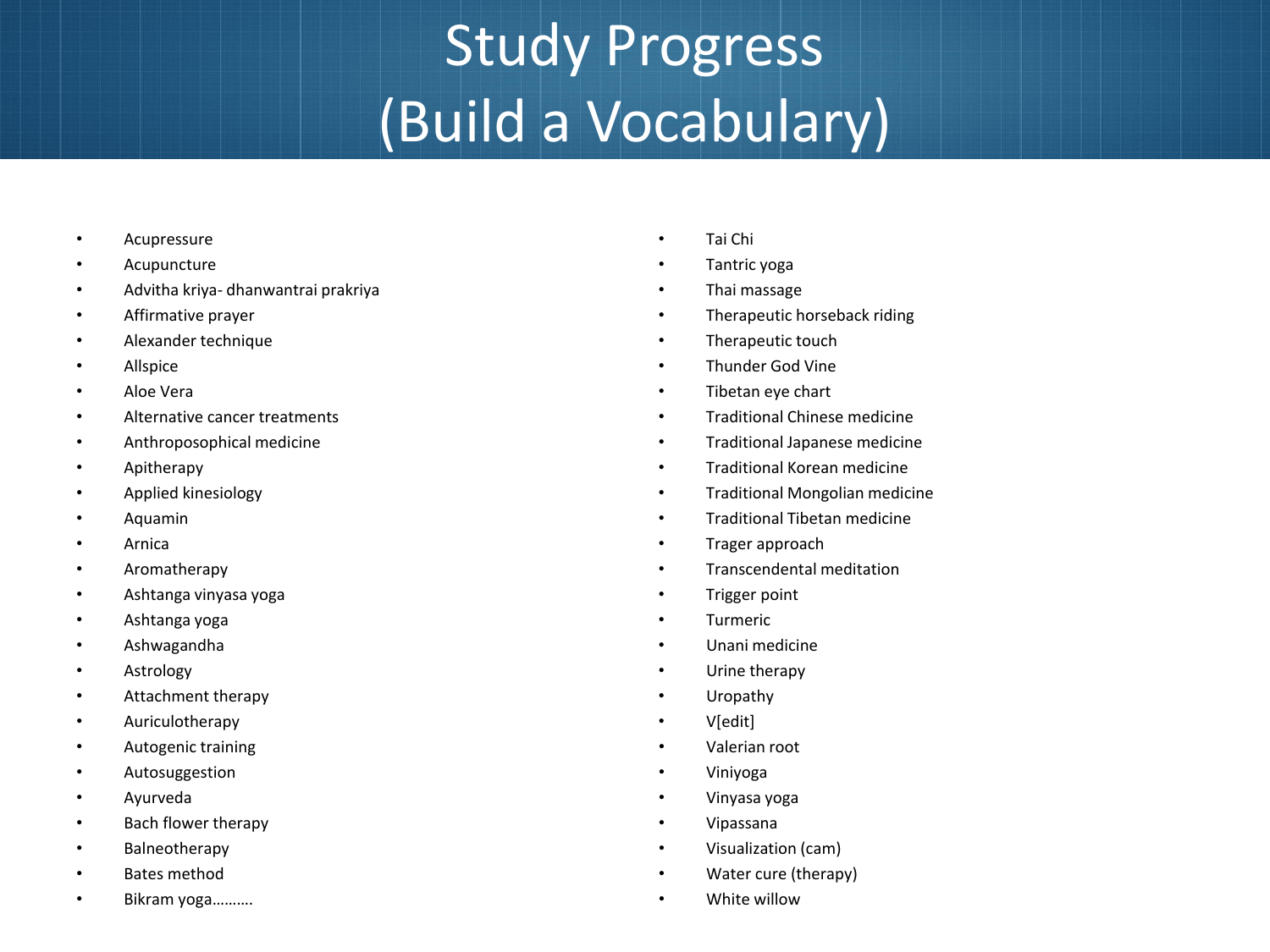# Study Progress (Build a Vocabulary)

- Acupressure
- Acupuncture
- Advitha kriya- dhanwantrai prakriya
- Affirmative prayer
- Alexander technique
- Allspice
- Aloe Vera
- Alternative cancer treatments
- Anthroposophical medicine
- Apitherapy
- Applied kinesiology
- Aquamin
- Arnica
- Aromatherapy
- Ashtanga vinyasa yoga
- Ashtanga yoga
- Ashwagandha
- Astrology
- Attachment therapy
- Auriculotherapy
- Autogenic training
- Autosuggestion
- Ayurveda
- Bach flower therapy
- Balneotherapy
- Bates method
- Bikram yoga……….
- Tai Chi
- Tantric yoga
- Thai massage
- Therapeutic horseback riding
- Therapeutic touch
- Thunder God Vine
- Tibetan eye chart
- Traditional Chinese medicine
- Traditional Japanese medicine
- Traditional Korean medicine
- Traditional Mongolian medicine
- Traditional Tibetan medicine
- Trager approach
- Transcendental meditation
- Trigger point
- Turmeric
- Unani medicine
- Urine therapy
- Uropathy
- V[edit]
- Valerian root
- Viniyoga
- Vinyasa yoga
- Vipassana
- Visualization (cam)
- Water cure (therapy)
- White willow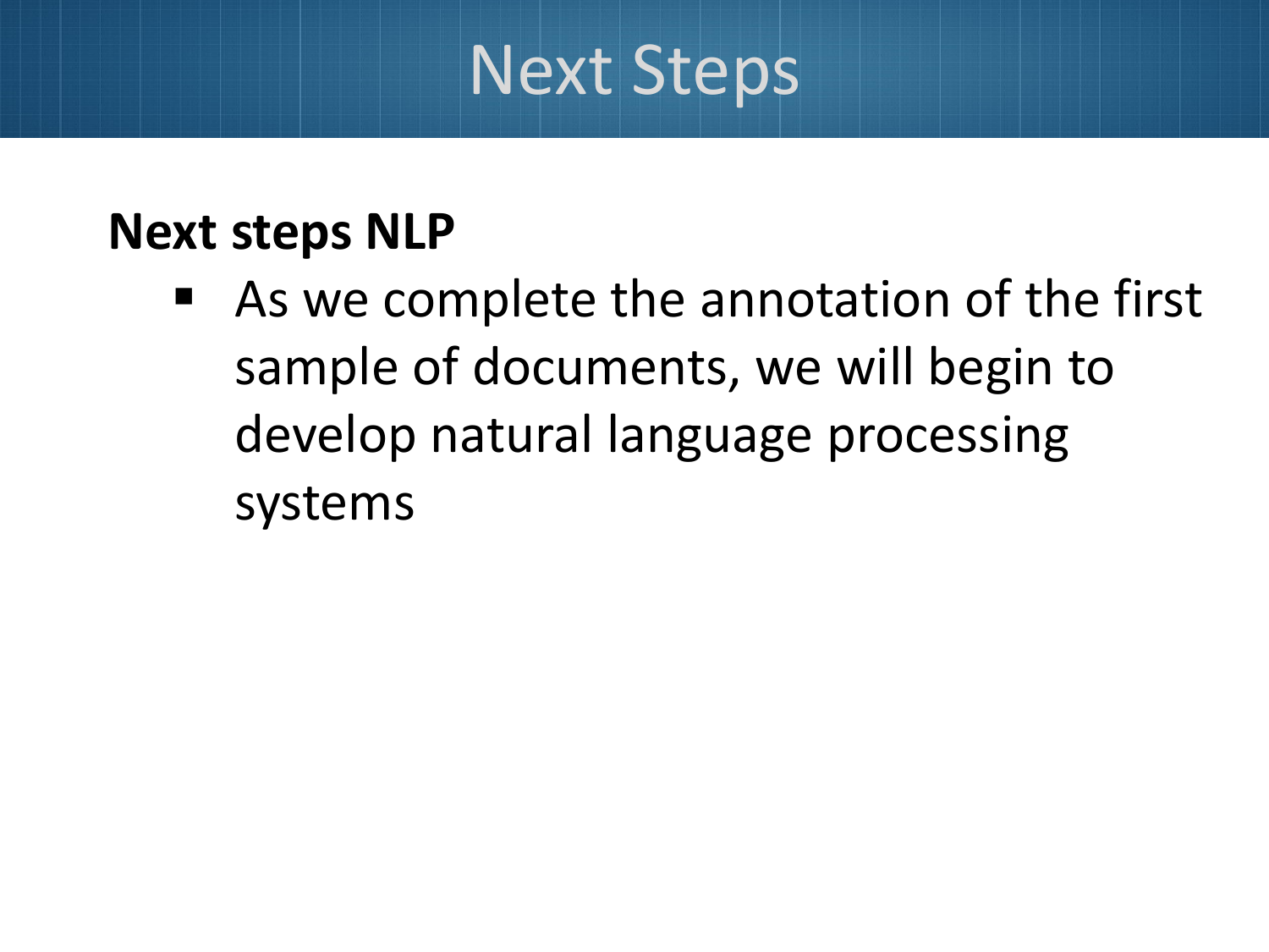# Next Steps

**Next steps NLP**

- As we complete the annotation of the first sample of documents, we will begin to develop natural language processing systems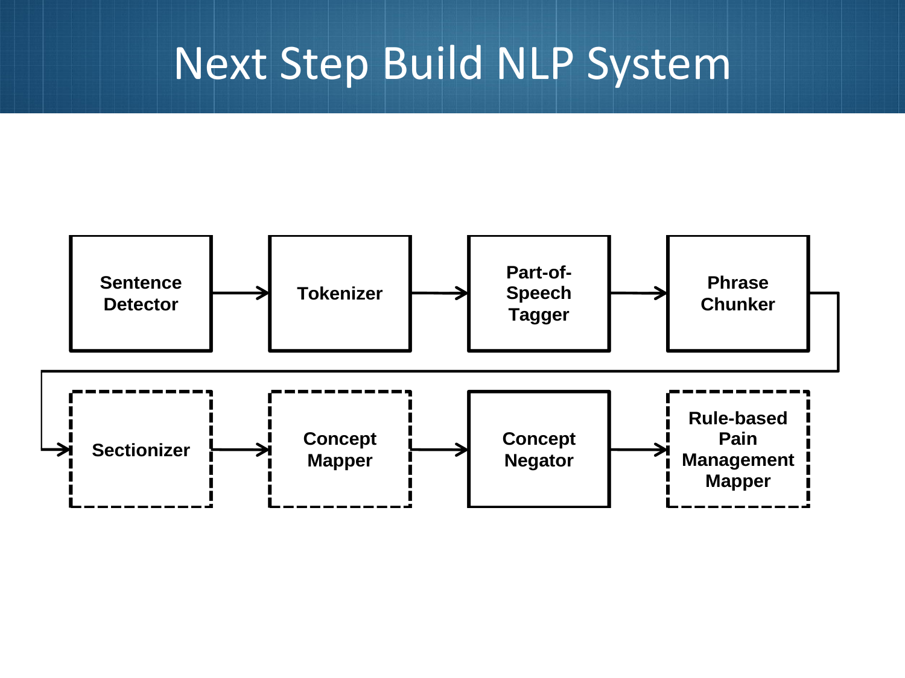# Next Step Build NLP System

Sentence Detector → Tokenizer → Part-of-Speech Tagger → Phrase Chunker → Sectionizer → Concept Mapper → Concept Negator → Rule-based Pain Management Mapper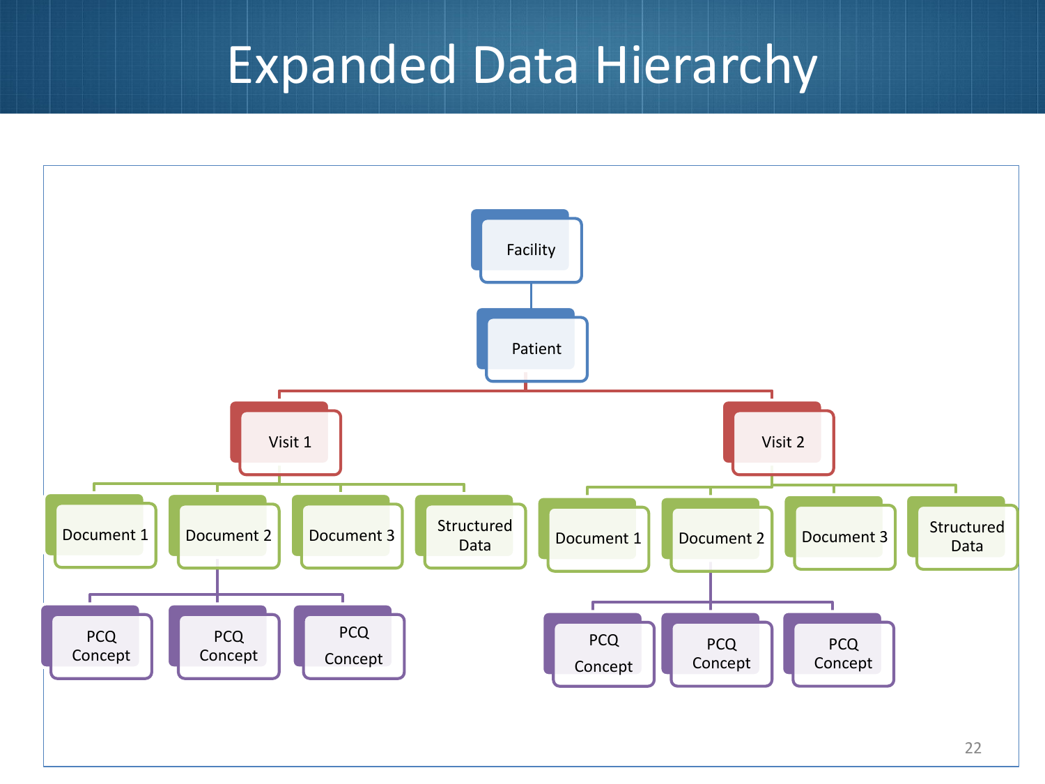# Expanded Data Hierarchy

- Facility
  - Patient
    - Visit 1
      - Document 1
      - Document 2
        - PCQ Concept
        - PCQ Concept
        - PCQ Concept
      - Document 3
      - Structured Data
    - Visit 2
      - Document 1
      - Document 2
        - PCQ Concept
        - PCQ Concept
        - PCQ Concept
      - Document 3
      - Structured Data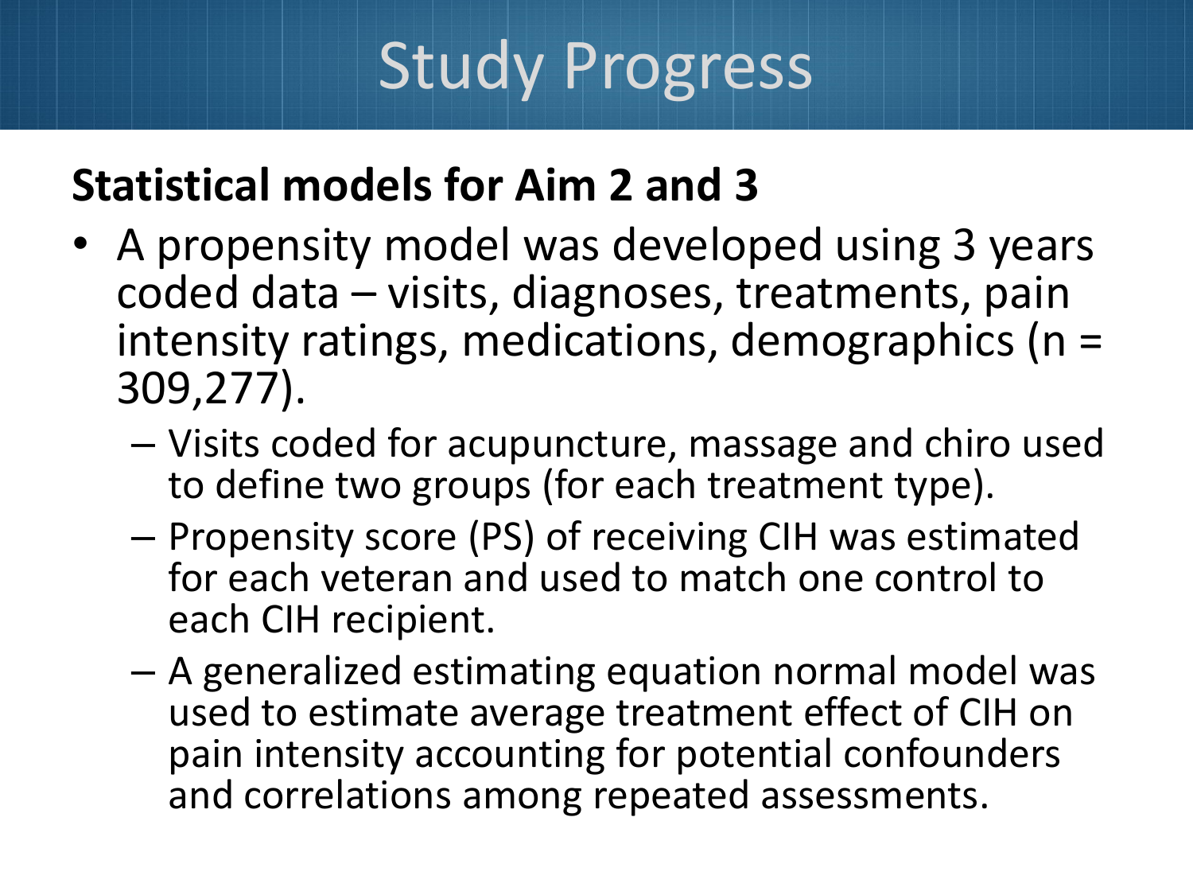# Study Progress

**Statistical models for Aim 2 and 3**

- A propensity model was developed using 3 years coded data – visits, diagnoses, treatments, pain intensity ratings, medications, demographics (n = 309,277).
  - Visits coded for acupuncture, massage and chiro used to define two groups (for each treatment type).
  - Propensity score (PS) of receiving CIH was estimated for each veteran and used to match one control to each CIH recipient.
  - A generalized estimating equation normal model was used to estimate average treatment effect of CIH on pain intensity accounting for potential confounders and correlations among repeated assessments.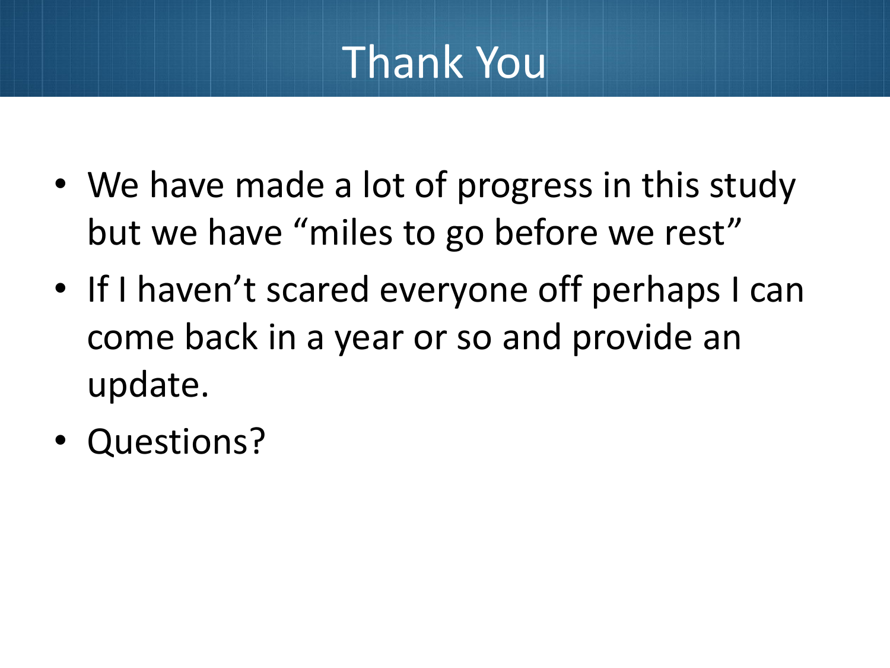# Thank You

- We have made a lot of progress in this study but we have "miles to go before we rest"
- If I haven't scared everyone off perhaps I can come back in a year or so and provide an update.
- Questions?